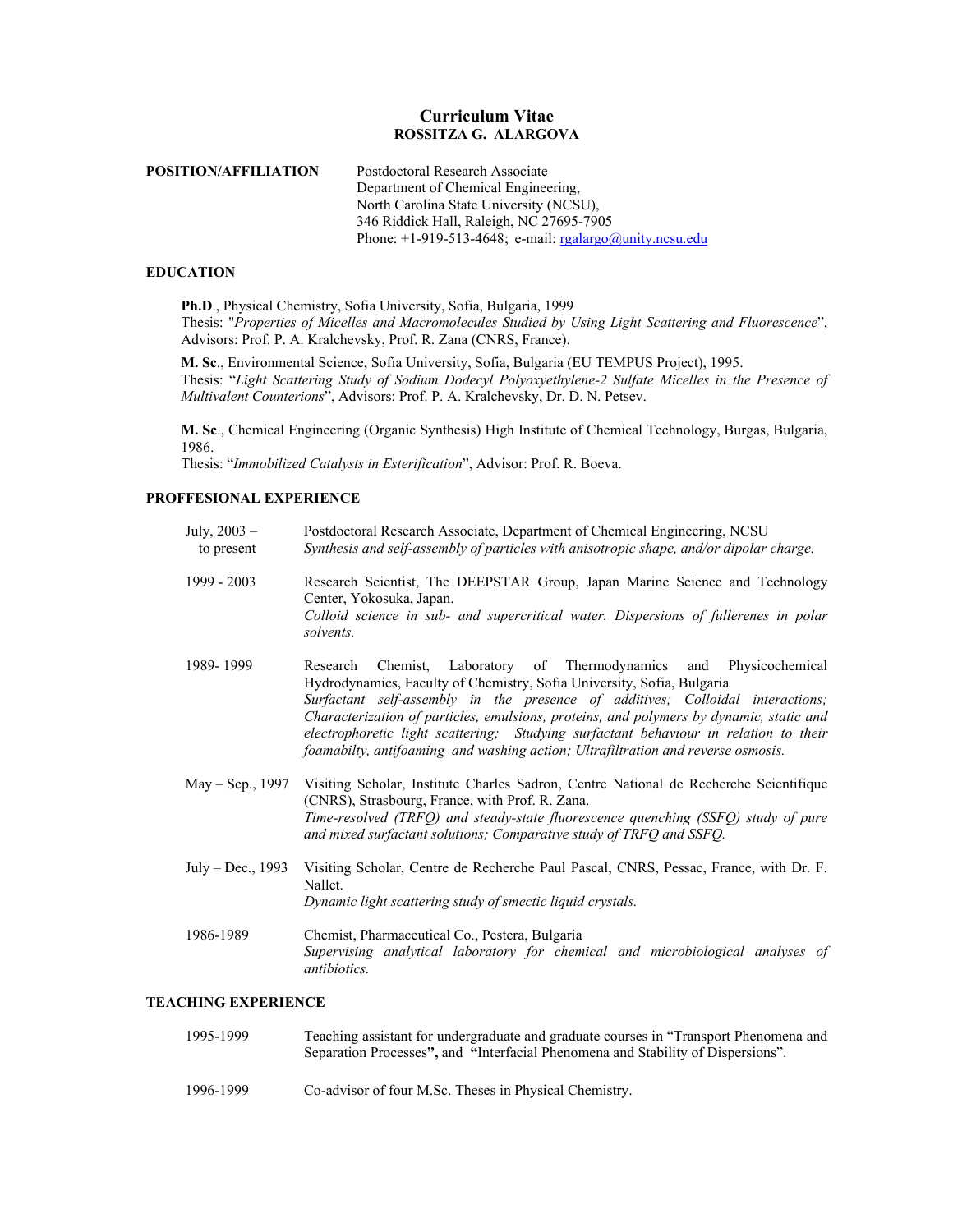# Curriculum Vitae
## ROSSITZA G. ALARGOVA

**POSITION/AFFILIATION**

Postdoctoral Research Associate
Department of Chemical Engineering,
North Carolina State University (NCSU),
346 Riddick Hall, Raleigh, NC 27695-7905
Phone: +1-919-513-4648; e-mail: rgalargo@unity.ncsu.edu

**EDUCATION**

**Ph.D**., Physical Chemistry, Sofia University, Sofia, Bulgaria, 1999
Thesis: "*Properties of Micelles and Macromolecules Studied by Using Light Scattering and Fluorescence*", Advisors: Prof. P. A. Kralchevsky, Prof. R. Zana (CNRS, France).

**M. Sc**., Environmental Science, Sofia University, Sofia, Bulgaria (EU TEMPUS Project), 1995.
Thesis: "*Light Scattering Study of Sodium Dodecyl Polyoxyethylene-2 Sulfate Micelles in the Presence of Multivalent Counterions*", Advisors: Prof. P. A. Kralchevsky, Dr. D. N. Petsev.

**M. Sc**., Chemical Engineering (Organic Synthesis) High Institute of Chemical Technology, Burgas, Bulgaria, 1986.
Thesis: "*Immobilized Catalysts in Esterification*", Advisor: Prof. R. Boeva.

**PROFFESIONAL EXPERIENCE**

July, 2003 – to present
Postdoctoral Research Associate, Department of Chemical Engineering, NCSU
*Synthesis and self-assembly of particles with anisotropic shape, and/or dipolar charge.*

1999 - 2003
Research Scientist, The DEEPSTAR Group, Japan Marine Science and Technology Center, Yokosuka, Japan.
*Colloid science in sub- and supercritical water. Dispersions of fullerenes in polar solvents.*

1989- 1999
Research Chemist, Laboratory of Thermodynamics and Physicochemical Hydrodynamics, Faculty of Chemistry, Sofia University, Sofia, Bulgaria
*Surfactant self-assembly in the presence of additives; Colloidal interactions; Characterization of particles, emulsions, proteins, and polymers by dynamic, static and electrophoretic light scattering; Studying surfactant behaviour in relation to their foamabilty, antifoaming and washing action; Ultrafiltration and reverse osmosis.*

May – Sep., 1997
Visiting Scholar, Institute Charles Sadron, Centre National de Recherche Scientifique (CNRS), Strasbourg, France, with Prof. R. Zana.
*Time-resolved (TRFQ) and steady-state fluorescence quenching (SSFQ) study of pure and mixed surfactant solutions; Comparative study of TRFQ and SSFQ.*

July – Dec., 1993
Visiting Scholar, Centre de Recherche Paul Pascal, CNRS, Pessac, France, with Dr. F. Nallet.
*Dynamic light scattering study of smectic liquid crystals.*

1986-1989
Chemist, Pharmaceutical Co., Pestera, Bulgaria
*Supervising analytical laboratory for chemical and microbiological analyses of antibiotics.*

**TEACHING EXPERIENCE**

1995-1999
Teaching assistant for undergraduate and graduate courses in "Transport Phenomena and Separation Processes**",** and **"**Interfacial Phenomena and Stability of Dispersions".

1996-1999
Co-advisor of four M.Sc. Theses in Physical Chemistry.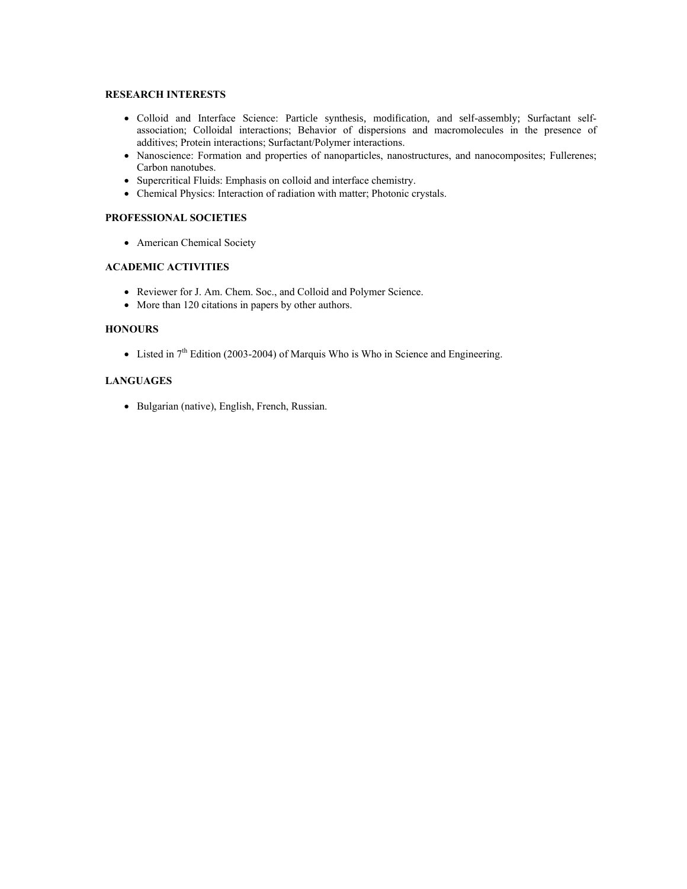## RESEARCH INTERESTS

- Colloid and Interface Science: Particle synthesis, modification, and self-assembly; Surfactant self-association; Colloidal interactions; Behavior of dispersions and macromolecules in the presence of additives; Protein interactions; Surfactant/Polymer interactions.
- Nanoscience: Formation and properties of nanoparticles, nanostructures, and nanocomposites; Fullerenes; Carbon nanotubes.
- Supercritical Fluids: Emphasis on colloid and interface chemistry.
- Chemical Physics: Interaction of radiation with matter; Photonic crystals.

## PROFESSIONAL SOCIETIES

- American Chemical Society

## ACADEMIC ACTIVITIES

- Reviewer for J. Am. Chem. Soc., and Colloid and Polymer Science.
- More than 120 citations in papers by other authors.

## HONOURS

- Listed in 7$^{th}$ Edition (2003-2004) of Marquis Who is Who in Science and Engineering.

## LANGUAGES

- Bulgarian (native), English, French, Russian.